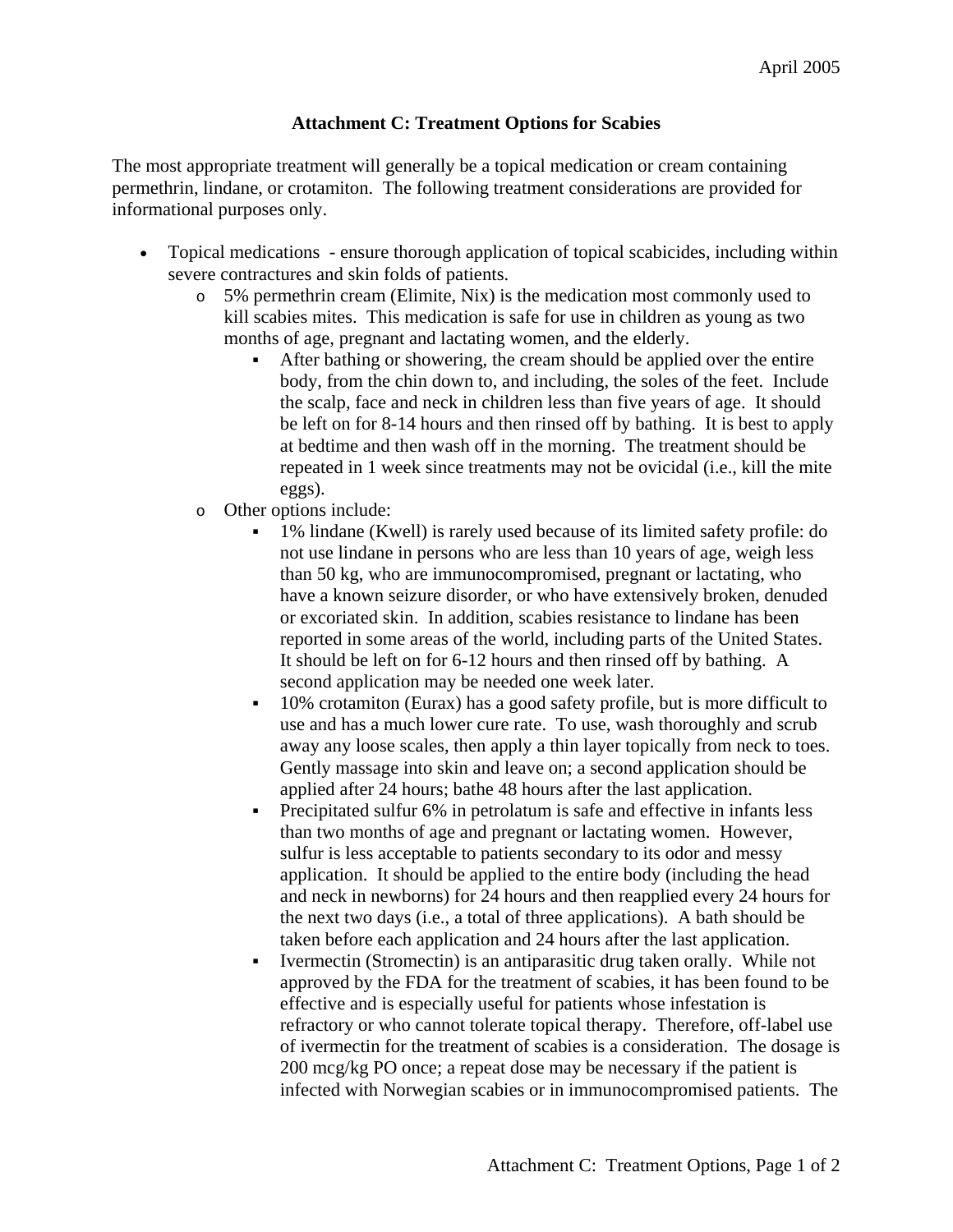April 2005

### Attachment C: Treatment Options for Scabies

The most appropriate treatment will generally be a topical medication or cream containing permethrin, lindane, or crotamiton. The following treatment considerations are provided for informational purposes only.

- Topical medications - ensure thorough application of topical scabicides, including within severe contractures and skin folds of patients.
  - 5% permethrin cream (Elimite, Nix) is the medication most commonly used to kill scabies mites. This medication is safe for use in children as young as two months of age, pregnant and lactating women, and the elderly.
    - After bathing or showering, the cream should be applied over the entire body, from the chin down to, and including, the soles of the feet. Include the scalp, face and neck in children less than five years of age. It should be left on for 8-14 hours and then rinsed off by bathing. It is best to apply at bedtime and then wash off in the morning. The treatment should be repeated in 1 week since treatments may not be ovicidal (i.e., kill the mite eggs).
  - Other options include:
    - 1% lindane (Kwell) is rarely used because of its limited safety profile: do not use lindane in persons who are less than 10 years of age, weigh less than 50 kg, who are immunocompromised, pregnant or lactating, who have a known seizure disorder, or who have extensively broken, denuded or excoriated skin. In addition, scabies resistance to lindane has been reported in some areas of the world, including parts of the United States. It should be left on for 6-12 hours and then rinsed off by bathing. A second application may be needed one week later.
    - 10% crotamiton (Eurax) has a good safety profile, but is more difficult to use and has a much lower cure rate. To use, wash thoroughly and scrub away any loose scales, then apply a thin layer topically from neck to toes. Gently massage into skin and leave on; a second application should be applied after 24 hours; bathe 48 hours after the last application.
    - Precipitated sulfur 6% in petrolatum is safe and effective in infants less than two months of age and pregnant or lactating women. However, sulfur is less acceptable to patients secondary to its odor and messy application. It should be applied to the entire body (including the head and neck in newborns) for 24 hours and then reapplied every 24 hours for the next two days (i.e., a total of three applications). A bath should be taken before each application and 24 hours after the last application.
    - Ivermectin (Stromectin) is an antiparasitic drug taken orally. While not approved by the FDA for the treatment of scabies, it has been found to be effective and is especially useful for patients whose infestation is refractory or who cannot tolerate topical therapy. Therefore, off-label use of ivermectin for the treatment of scabies is a consideration. The dosage is 200 mcg/kg PO once; a repeat dose may be necessary if the patient is infected with Norwegian scabies or in immunocompromised patients. The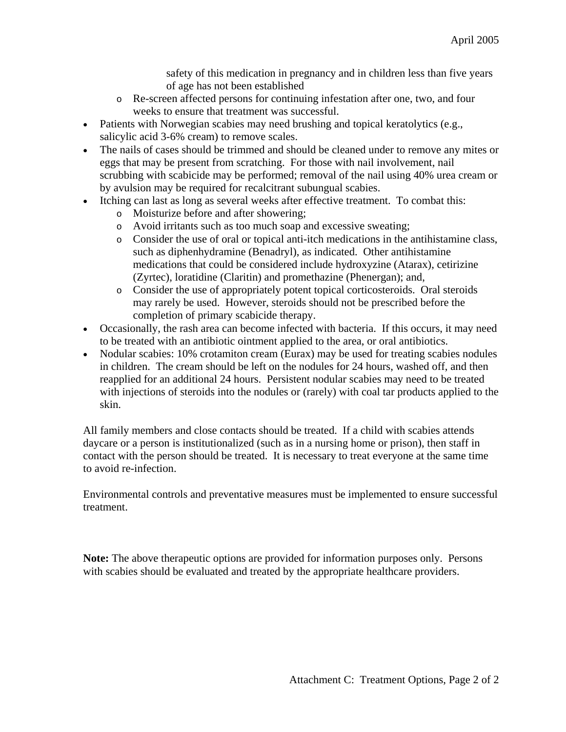safety of this medication in pregnancy and in children less than five years of age has not been established

  - Re-screen affected persons for continuing infestation after one, two, and four weeks to ensure that treatment was successful.
- Patients with Norwegian scabies may need brushing and topical keratolytics (e.g., salicylic acid 3-6% cream) to remove scales.
- The nails of cases should be trimmed and should be cleaned under to remove any mites or eggs that may be present from scratching. For those with nail involvement, nail scrubbing with scabicide may be performed; removal of the nail using 40% urea cream or by avulsion may be required for recalcitrant subungual scabies.
- Itching can last as long as several weeks after effective treatment. To combat this:
  - Moisturize before and after showering;
  - Avoid irritants such as too much soap and excessive sweating;
  - Consider the use of oral or topical anti-itch medications in the antihistamine class, such as diphenhydramine (Benadryl), as indicated. Other antihistamine medications that could be considered include hydroxyzine (Atarax), cetirizine (Zyrtec), loratidine (Claritin) and promethazine (Phenergan); and,
  - Consider the use of appropriately potent topical corticosteroids. Oral steroids may rarely be used. However, steroids should not be prescribed before the completion of primary scabicide therapy.
- Occasionally, the rash area can become infected with bacteria. If this occurs, it may need to be treated with an antibiotic ointment applied to the area, or oral antibiotics.
- Nodular scabies: 10% crotamiton cream (Eurax) may be used for treating scabies nodules in children. The cream should be left on the nodules for 24 hours, washed off, and then reapplied for an additional 24 hours. Persistent nodular scabies may need to be treated with injections of steroids into the nodules or (rarely) with coal tar products applied to the skin.

All family members and close contacts should be treated. If a child with scabies attends daycare or a person is institutionalized (such as in a nursing home or prison), then staff in contact with the person should be treated. It is necessary to treat everyone at the same time to avoid re-infection.

Environmental controls and preventative measures must be implemented to ensure successful treatment.

**Note:** The above therapeutic options are provided for information purposes only. Persons with scabies should be evaluated and treated by the appropriate healthcare providers.